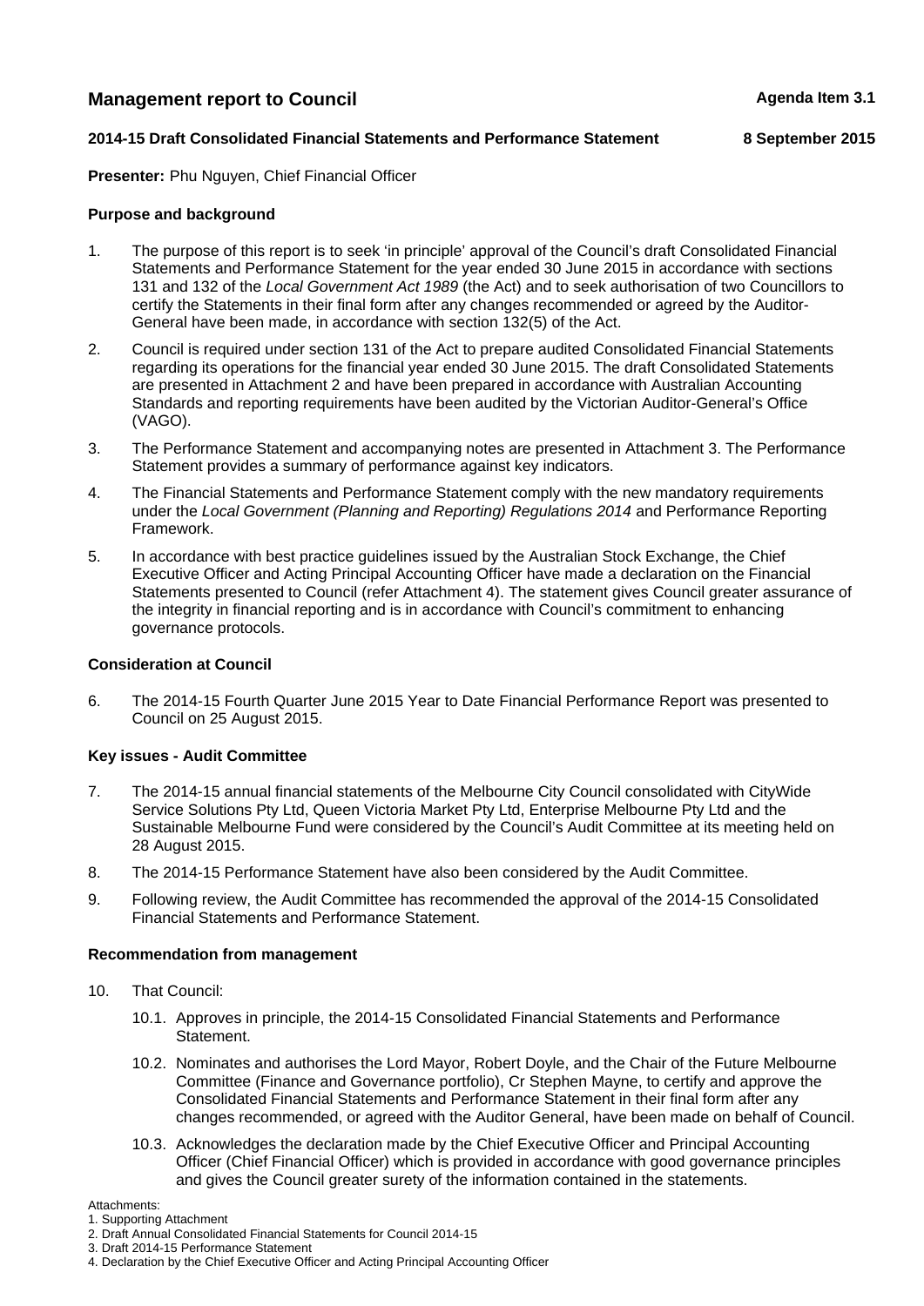**Management report to Council** **Agenda Item 3.1**

**2014-15 Draft Consolidated Financial Statements and Performance Statement** **8 September 2015**

**Presenter:** Phu Nguyen, Chief Financial Officer

**Purpose and background**

1. The purpose of this report is to seek 'in principle' approval of the Council's draft Consolidated Financial Statements and Performance Statement for the year ended 30 June 2015 in accordance with sections 131 and 132 of the *Local Government Act 1989* (the Act) and to seek authorisation of two Councillors to certify the Statements in their final form after any changes recommended or agreed by the Auditor-General have been made, in accordance with section 132(5) of the Act.

2. Council is required under section 131 of the Act to prepare audited Consolidated Financial Statements regarding its operations for the financial year ended 30 June 2015. The draft Consolidated Statements are presented in Attachment 2 and have been prepared in accordance with Australian Accounting Standards and reporting requirements have been audited by the Victorian Auditor-General's Office (VAGO).

3. The Performance Statement and accompanying notes are presented in Attachment 3. The Performance Statement provides a summary of performance against key indicators.

4. The Financial Statements and Performance Statement comply with the new mandatory requirements under the *Local Government (Planning and Reporting) Regulations 2014* and Performance Reporting Framework.

5. In accordance with best practice guidelines issued by the Australian Stock Exchange, the Chief Executive Officer and Acting Principal Accounting Officer have made a declaration on the Financial Statements presented to Council (refer Attachment 4). The statement gives Council greater assurance of the integrity in financial reporting and is in accordance with Council's commitment to enhancing governance protocols.

**Consideration at Council**

6. The 2014-15 Fourth Quarter June 2015 Year to Date Financial Performance Report was presented to Council on 25 August 2015.

**Key issues - Audit Committee**

7. The 2014-15 annual financial statements of the Melbourne City Council consolidated with CityWide Service Solutions Pty Ltd, Queen Victoria Market Pty Ltd, Enterprise Melbourne Pty Ltd and the Sustainable Melbourne Fund were considered by the Council's Audit Committee at its meeting held on 28 August 2015.

8. The 2014-15 Performance Statement have also been considered by the Audit Committee.

9. Following review, the Audit Committee has recommended the approval of the 2014-15 Consolidated Financial Statements and Performance Statement.

**Recommendation from management**

10. That Council:

    10.1. Approves in principle, the 2014-15 Consolidated Financial Statements and Performance Statement.

    10.2. Nominates and authorises the Lord Mayor, Robert Doyle, and the Chair of the Future Melbourne Committee (Finance and Governance portfolio), Cr Stephen Mayne, to certify and approve the Consolidated Financial Statements and Performance Statement in their final form after any changes recommended, or agreed with the Auditor General, have been made on behalf of Council.

    10.3. Acknowledges the declaration made by the Chief Executive Officer and Principal Accounting Officer (Chief Financial Officer) which is provided in accordance with good governance principles and gives the Council greater surety of the information contained in the statements.

Attachments:
1. Supporting Attachment
2. Draft Annual Consolidated Financial Statements for Council 2014-15
3. Draft 2014-15 Performance Statement
4. Declaration by the Chief Executive Officer and Acting Principal Accounting Officer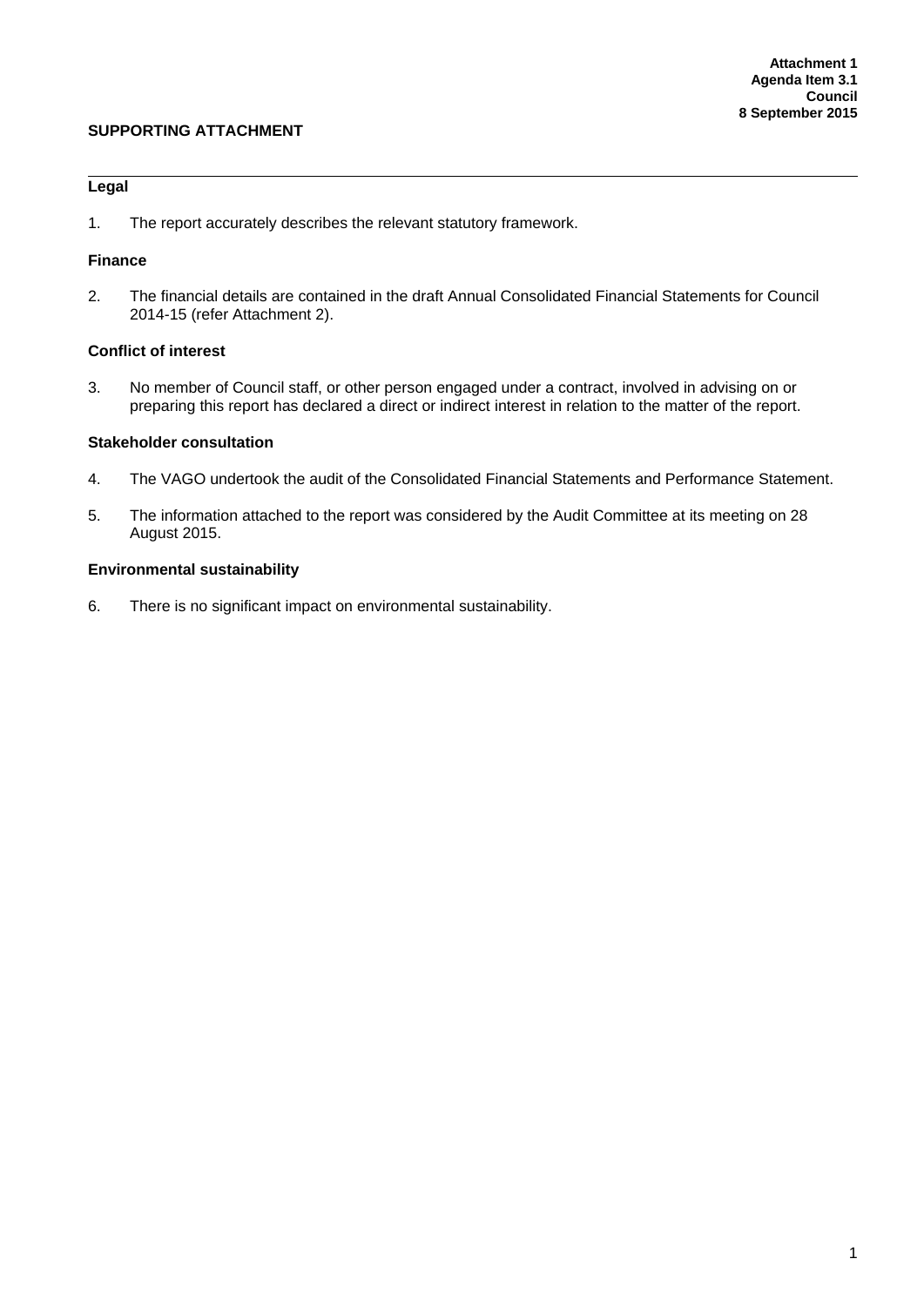**Attachment 1**
**Agenda Item 3.1**
**Council**
**8 September 2015**

**SUPPORTING ATTACHMENT**

---

**Legal**

1. The report accurately describes the relevant statutory framework.

**Finance**

2. The financial details are contained in the draft Annual Consolidated Financial Statements for Council 2014-15 (refer Attachment 2).

**Conflict of interest**

3. No member of Council staff, or other person engaged under a contract, involved in advising on or preparing this report has declared a direct or indirect interest in relation to the matter of the report.

**Stakeholder consultation**

4. The VAGO undertook the audit of the Consolidated Financial Statements and Performance Statement.

5. The information attached to the report was considered by the Audit Committee at its meeting on 28 August 2015.

**Environmental sustainability**

6. There is no significant impact on environmental sustainability.